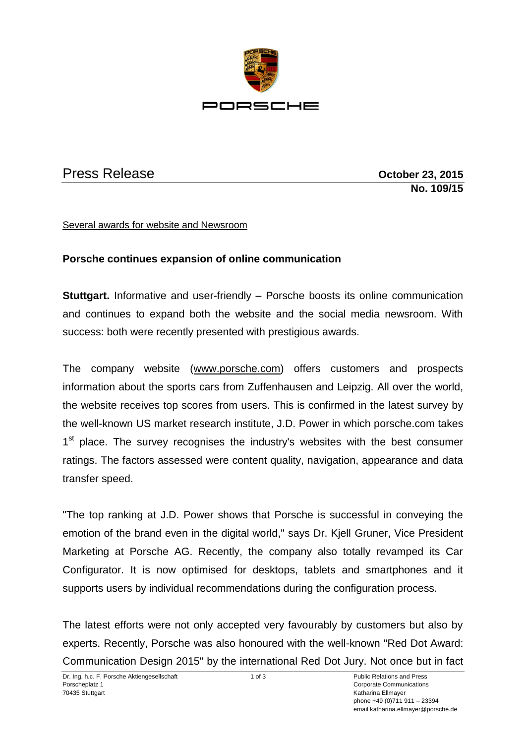PORSCHE

# Press Release

**October 23, 2015**
**No. 109/15**

Several awards for website and Newsroom

## Porsche continues expansion of online communication

**Stuttgart.** Informative and user-friendly – Porsche boosts its online communication and continues to expand both the website and the social media newsroom. With success: both were recently presented with prestigious awards.

The company website (www.porsche.com) offers customers and prospects information about the sports cars from Zuffenhausen and Leipzig. All over the world, the website receives top scores from users. This is confirmed in the latest survey by the well-known US market research institute, J.D. Power in which porsche.com takes 1st place. The survey recognises the industry's websites with the best consumer ratings. The factors assessed were content quality, navigation, appearance and data transfer speed.

"The top ranking at J.D. Power shows that Porsche is successful in conveying the emotion of the brand even in the digital world," says Dr. Kjell Gruner, Vice President Marketing at Porsche AG. Recently, the company also totally revamped its Car Configurator. It is now optimised for desktops, tablets and smartphones and it supports users by individual recommendations during the configuration process.

The latest efforts were not only accepted very favourably by customers but also by experts. Recently, Porsche was also honoured with the well-known "Red Dot Award: Communication Design 2015" by the international Red Dot Jury. Not once but in fact

Dr. Ing. h.c. F. Porsche Aktiengesellschaft
Porscheplatz 1
70435 Stuttgart

Public Relations and Press
Corporate Communications
Katharina Ellmayer
phone +49 (0)711 911 – 23394
email katharina.ellmayer@porsche.de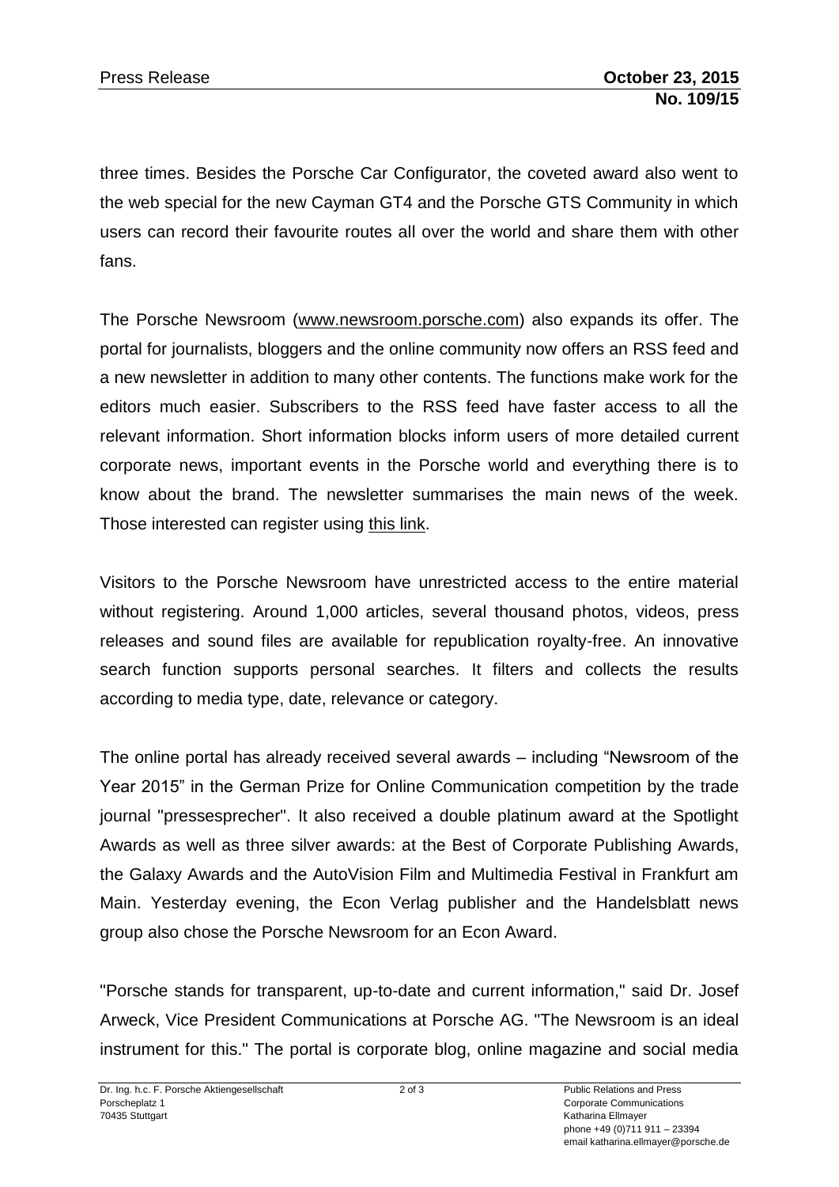three times. Besides the Porsche Car Configurator, the coveted award also went to the web special for the new Cayman GT4 and the Porsche GTS Community in which users can record their favourite routes all over the world and share them with other fans.

The Porsche Newsroom (www.newsroom.porsche.com) also expands its offer. The portal for journalists, bloggers and the online community now offers an RSS feed and a new newsletter in addition to many other contents. The functions make work for the editors much easier. Subscribers to the RSS feed have faster access to all the relevant information. Short information blocks inform users of more detailed current corporate news, important events in the Porsche world and everything there is to know about the brand. The newsletter summarises the main news of the week. Those interested can register using this link.

Visitors to the Porsche Newsroom have unrestricted access to the entire material without registering. Around 1,000 articles, several thousand photos, videos, press releases and sound files are available for republication royalty-free. An innovative search function supports personal searches. It filters and collects the results according to media type, date, relevance or category.

The online portal has already received several awards – including "Newsroom of the Year 2015" in the German Prize for Online Communication competition by the trade journal "pressesprecher". It also received a double platinum award at the Spotlight Awards as well as three silver awards: at the Best of Corporate Publishing Awards, the Galaxy Awards and the AutoVision Film and Multimedia Festival in Frankfurt am Main. Yesterday evening, the Econ Verlag publisher and the Handelsblatt news group also chose the Porsche Newsroom for an Econ Award.

"Porsche stands for transparent, up-to-date and current information," said Dr. Josef Arweck, Vice President Communications at Porsche AG. "The Newsroom is an ideal instrument for this." The portal is corporate blog, online magazine and social media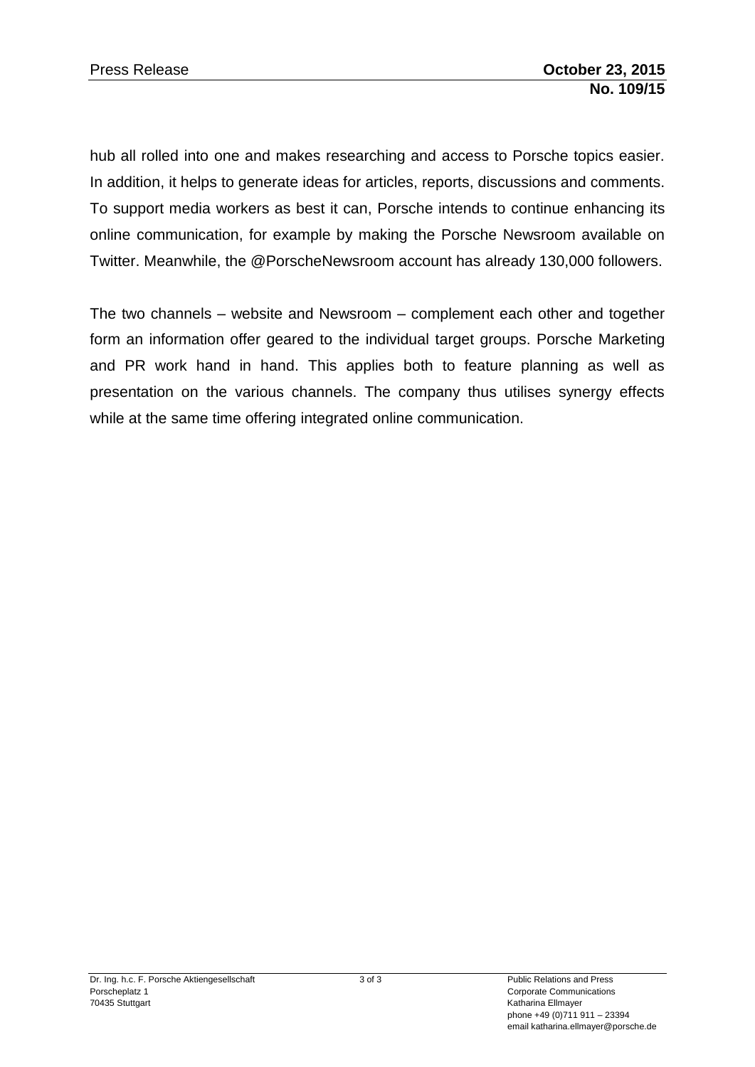hub all rolled into one and makes researching and access to Porsche topics easier. In addition, it helps to generate ideas for articles, reports, discussions and comments. To support media workers as best it can, Porsche intends to continue enhancing its online communication, for example by making the Porsche Newsroom available on Twitter. Meanwhile, the @PorscheNewsroom account has already 130,000 followers.

The two channels – website and Newsroom – complement each other and together form an information offer geared to the individual target groups. Porsche Marketing and PR work hand in hand. This applies both to feature planning as well as presentation on the various channels. The company thus utilises synergy effects while at the same time offering integrated online communication.